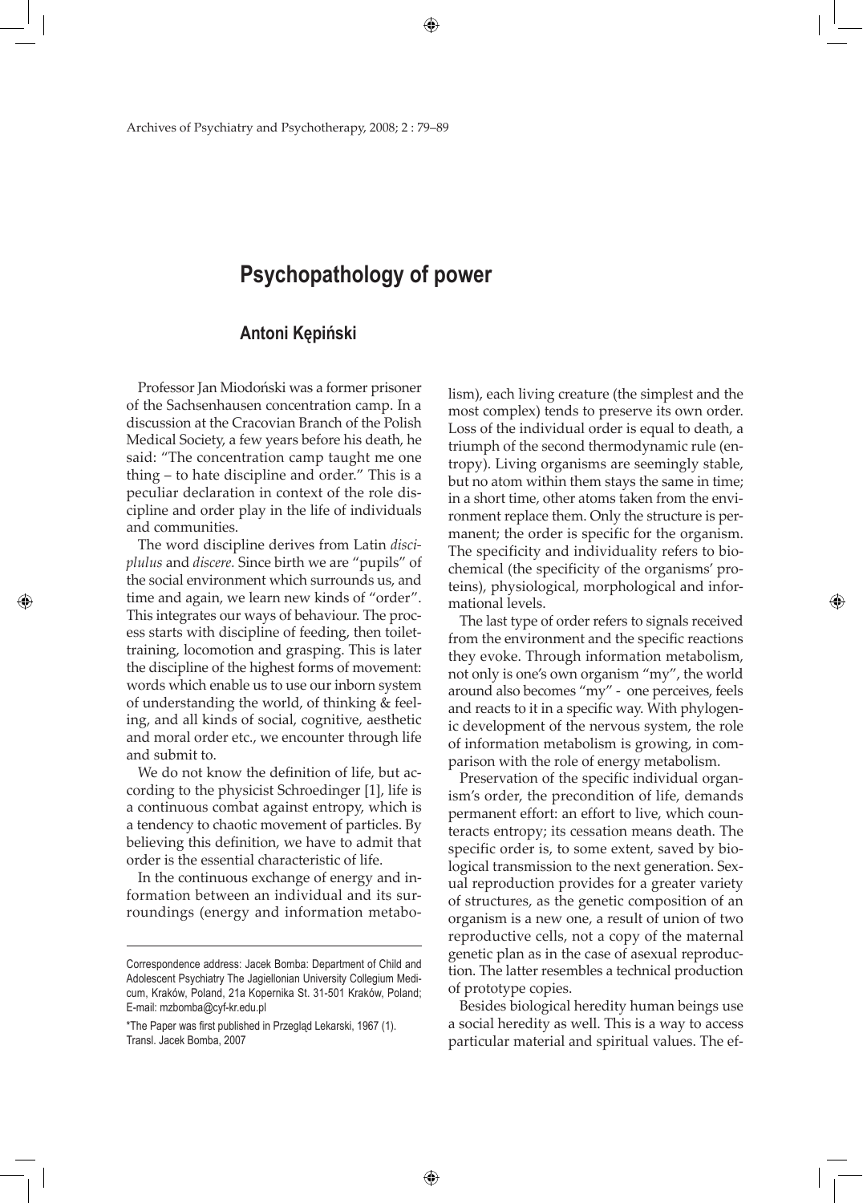# Psychopathology of power

## Antoni Kępiński

Professor Jan Miodoński was a former prisoner of the Sachsenhausen concentration camp. In a discussion at the Cracovian Branch of the Polish Medical Society, a few years before his death, he said: "The concentration camp taught me one thing – to hate discipline and order." This is a peculiar declaration in context of the role discipline and order play in the life of individuals and communities.

The word discipline derives from Latin *discipulus* and *discere*. Since birth we are "pupils" of the social environment which surrounds us, and time and again, we learn new kinds of "order". This integrates our ways of behaviour. The process starts with discipline of feeding, then toilet-training, locomotion and grasping. This is later the discipline of the highest forms of movement: words which enable us to use our inborn system of understanding the world, of thinking & feeling, and all kinds of social, cognitive, aesthetic and moral order etc., we encounter through life and submit to.

We do not know the definition of life, but according to the physicist Schroedinger [1], life is a continuous combat against entropy, which is a tendency to chaotic movement of particles. By believing this definition, we have to admit that order is the essential characteristic of life.

In the continuous exchange of energy and information between an individual and its surroundings (energy and information metabolism), each living creature (the simplest and the most complex) tends to preserve its own order. Loss of the individual order is equal to death, a triumph of the second thermodynamic rule (entropy). Living organisms are seemingly stable, but no atom within them stays the same in time; in a short time, other atoms taken from the environment replace them. Only the structure is permanent; the order is specific for the organism. The specificity and individuality refers to biochemical (the specificity of the organisms' proteins), physiological, morphological and informational levels.

The last type of order refers to signals received from the environment and the specific reactions they evoke. Through information metabolism, not only is one's own organism "my", the world around also becomes "my" - one perceives, feels and reacts to it in a specific way. With phylogenic development of the nervous system, the role of information metabolism is growing, in comparison with the role of energy metabolism.

Preservation of the specific individual organism's order, the precondition of life, demands permanent effort: an effort to live, which counteracts entropy; its cessation means death. The specific order is, to some extent, saved by biological transmission to the next generation. Sexual reproduction provides for a greater variety of structures, as the genetic composition of an organism is a new one, a result of union of two reproductive cells, not a copy of the maternal genetic plan as in the case of asexual reproduction. The latter resembles a technical production of prototype copies.

Besides biological heredity human beings use a social heredity as well. This is a way to access particular material and spiritual values. The ef-

---

Correspondence address: Jacek Bomba: Department of Child and Adolescent Psychiatry The Jagiellonian University Collegium Medicum, Kraków, Poland, 21a Kopernika St. 31-501 Kraków, Poland; E-mail: mzbomba@cyf-kr.edu.pl

*The Paper was first published in Przegląd Lekarski, 1967 (1). Transl. Jacek Bomba, 2007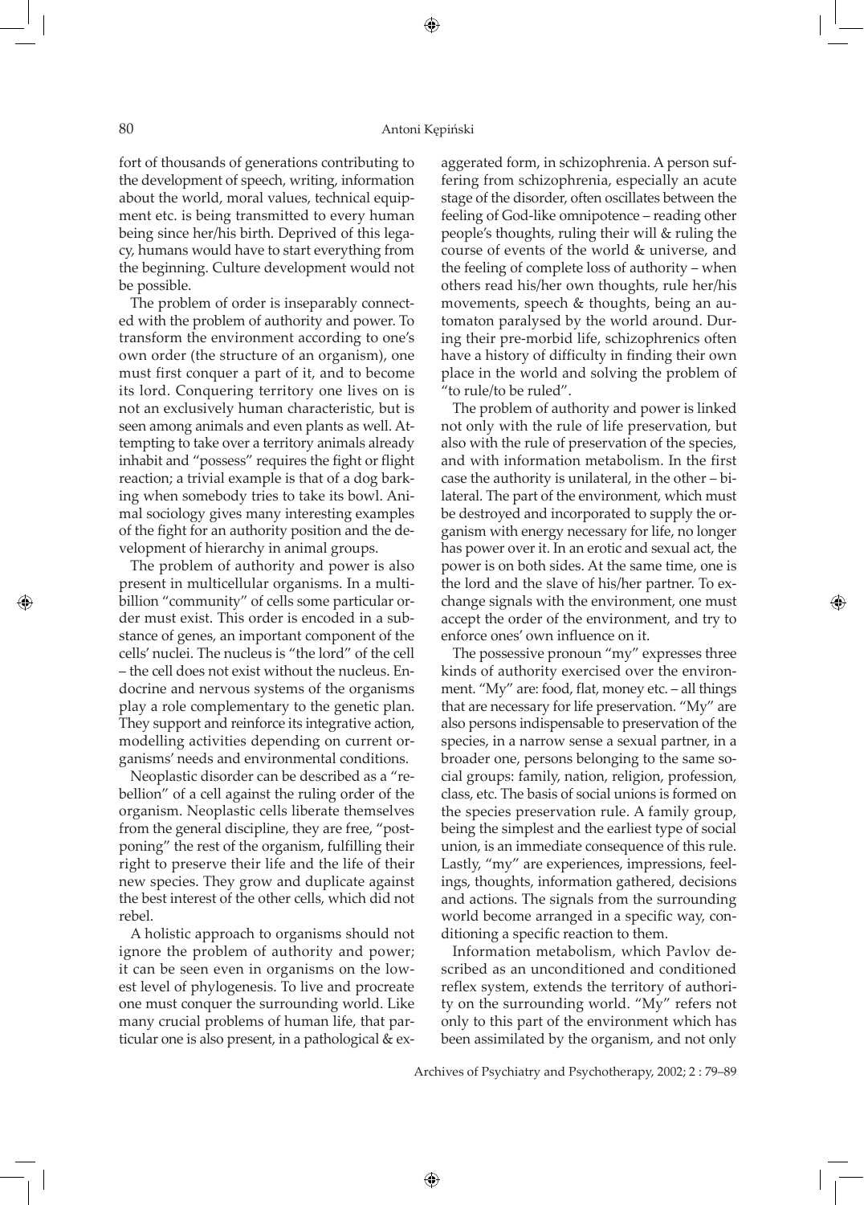fort of thousands of generations contributing to the development of speech, writing, information about the world, moral values, technical equipment etc. is being transmitted to every human being since her/his birth. Deprived of this legacy, humans would have to start everything from the beginning. Culture development would not be possible.

The problem of order is inseparably connected with the problem of authority and power. To transform the environment according to one's own order (the structure of an organism), one must first conquer a part of it, and to become its lord. Conquering territory one lives on is not an exclusively human characteristic, but is seen among animals and even plants as well. Attempting to take over a territory animals already inhabit and "possess" requires the fight or flight reaction; a trivial example is that of a dog barking when somebody tries to take its bowl. Animal sociology gives many interesting examples of the fight for an authority position and the development of hierarchy in animal groups.

The problem of authority and power is also present in multicellular organisms. In a multibillion "community" of cells some particular order must exist. This order is encoded in a substance of genes, an important component of the cells' nuclei. The nucleus is "the lord" of the cell – the cell does not exist without the nucleus. Endocrine and nervous systems of the organisms play a role complementary to the genetic plan. They support and reinforce its integrative action, modelling activities depending on current organisms' needs and environmental conditions.

Neoplastic disorder can be described as a "rebellion" of a cell against the ruling order of the organism. Neoplastic cells liberate themselves from the general discipline, they are free, "postponing" the rest of the organism, fulfilling their right to preserve their life and the life of their new species. They grow and duplicate against the best interest of the other cells, which did not rebel.

A holistic approach to organisms should not ignore the problem of authority and power; it can be seen even in organisms on the lowest level of phylogenesis. To live and procreate one must conquer the surrounding world. Like many crucial problems of human life, that particular one is also present, in a pathological & exaggerated form, in schizophrenia. A person suffering from schizophrenia, especially an acute stage of the disorder, often oscillates between the feeling of God-like omnipotence – reading other people's thoughts, ruling their will & ruling the course of events of the world & universe, and the feeling of complete loss of authority – when others read his/her own thoughts, rule her/his movements, speech & thoughts, being an automaton paralysed by the world around. During their pre-morbid life, schizophrenics often have a history of difficulty in finding their own place in the world and solving the problem of "to rule/to be ruled".

The problem of authority and power is linked not only with the rule of life preservation, but also with the rule of preservation of the species, and with information metabolism. In the first case the authority is unilateral, in the other – bilateral. The part of the environment, which must be destroyed and incorporated to supply the organism with energy necessary for life, no longer has power over it. In an erotic and sexual act, the power is on both sides. At the same time, one is the lord and the slave of his/her partner. To exchange signals with the environment, one must accept the order of the environment, and try to enforce ones' own influence on it.

The possessive pronoun "my" expresses three kinds of authority exercised over the environment. "My" are: food, flat, money etc. – all things that are necessary for life preservation. "My" are also persons indispensable to preservation of the species, in a narrow sense a sexual partner, in a broader one, persons belonging to the same social groups: family, nation, religion, profession, class, etc. The basis of social unions is formed on the species preservation rule. A family group, being the simplest and the earliest type of social union, is an immediate consequence of this rule. Lastly, "my" are experiences, impressions, feelings, thoughts, information gathered, decisions and actions. The signals from the surrounding world become arranged in a specific way, conditioning a specific reaction to them.

Information metabolism, which Pavlov described as an unconditioned and conditioned reflex system, extends the territory of authority on the surrounding world. "My" refers not only to this part of the environment which has been assimilated by the organism, and not only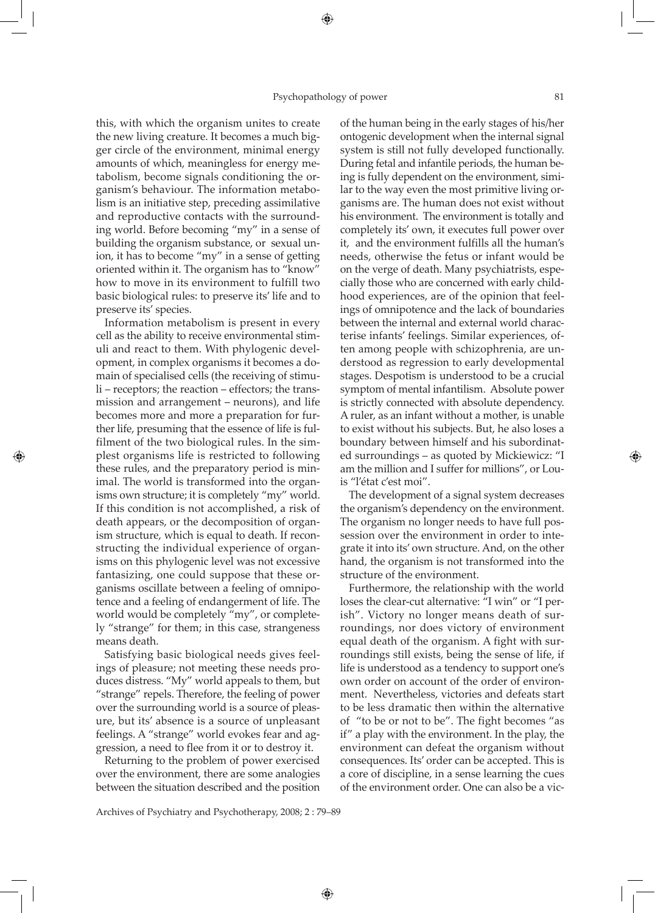this, with which the organism unites to create the new living creature. It becomes a much bigger circle of the environment, minimal energy amounts of which, meaningless for energy metabolism, become signals conditioning the organism's behaviour. The information metabolism is an initiative step, preceding assimilative and reproductive contacts with the surrounding world. Before becoming "my" in a sense of building the organism substance, or sexual union, it has to become "my" in a sense of getting oriented within it. The organism has to "know" how to move in its environment to fulfill two basic biological rules: to preserve its' life and to preserve its' species.

Information metabolism is present in every cell as the ability to receive environmental stimuli and react to them. With phylogenic development, in complex organisms it becomes a domain of specialised cells (the receiving of stimuli – receptors; the reaction – effectors; the transmission and arrangement – neurons), and life becomes more and more a preparation for further life, presuming that the essence of life is fulfilment of the two biological rules. In the simplest organisms life is restricted to following these rules, and the preparatory period is minimal. The world is transformed into the organisms own structure; it is completely "my" world. If this condition is not accomplished, a risk of death appears, or the decomposition of organism structure, which is equal to death. If reconstructing the individual experience of organisms on this phylogenic level was not excessive fantasizing, one could suppose that these organisms oscillate between a feeling of omnipotence and a feeling of endangerment of life. The world would be completely "my", or completely "strange" for them; in this case, strangeness means death.

Satisfying basic biological needs gives feelings of pleasure; not meeting these needs produces distress. "My" world appeals to them, but "strange" repels. Therefore, the feeling of power over the surrounding world is a source of pleasure, but its' absence is a source of unpleasant feelings. A "strange" world evokes fear and aggression, a need to flee from it or to destroy it.

Returning to the problem of power exercised over the environment, there are some analogies between the situation described and the position of the human being in the early stages of his/her ontogenic development when the internal signal system is still not fully developed functionally. During fetal and infantile periods, the human being is fully dependent on the environment, similar to the way even the most primitive living organisms are. The human does not exist without his environment. The environment is totally and completely its' own, it executes full power over it, and the environment fulfills all the human's needs, otherwise the fetus or infant would be on the verge of death. Many psychiatrists, especially those who are concerned with early childhood experiences, are of the opinion that feelings of omnipotence and the lack of boundaries between the internal and external world characterise infants' feelings. Similar experiences, often among people with schizophrenia, are understood as regression to early developmental stages. Despotism is understood to be a crucial symptom of mental infantilism. Absolute power is strictly connected with absolute dependency. A ruler, as an infant without a mother, is unable to exist without his subjects. But, he also loses a boundary between himself and his subordinated surroundings – as quoted by Mickiewicz: "I am the million and I suffer for millions", or Louis "l'état c'est moi".

The development of a signal system decreases the organism's dependency on the environment. The organism no longer needs to have full possession over the environment in order to integrate it into its' own structure. And, on the other hand, the organism is not transformed into the structure of the environment.

Furthermore, the relationship with the world loses the clear-cut alternative: "I win" or "I perish". Victory no longer means death of surroundings, nor does victory of environment equal death of the organism. A fight with surroundings still exists, being the sense of life, if life is understood as a tendency to support one's own order on account of the order of environment. Nevertheless, victories and defeats start to be less dramatic then within the alternative of "to be or not to be". The fight becomes "as if" a play with the environment. In the play, the environment can defeat the organism without consequences. Its' order can be accepted. This is a core of discipline, in a sense learning the cues of the environment order. One can also be a vic-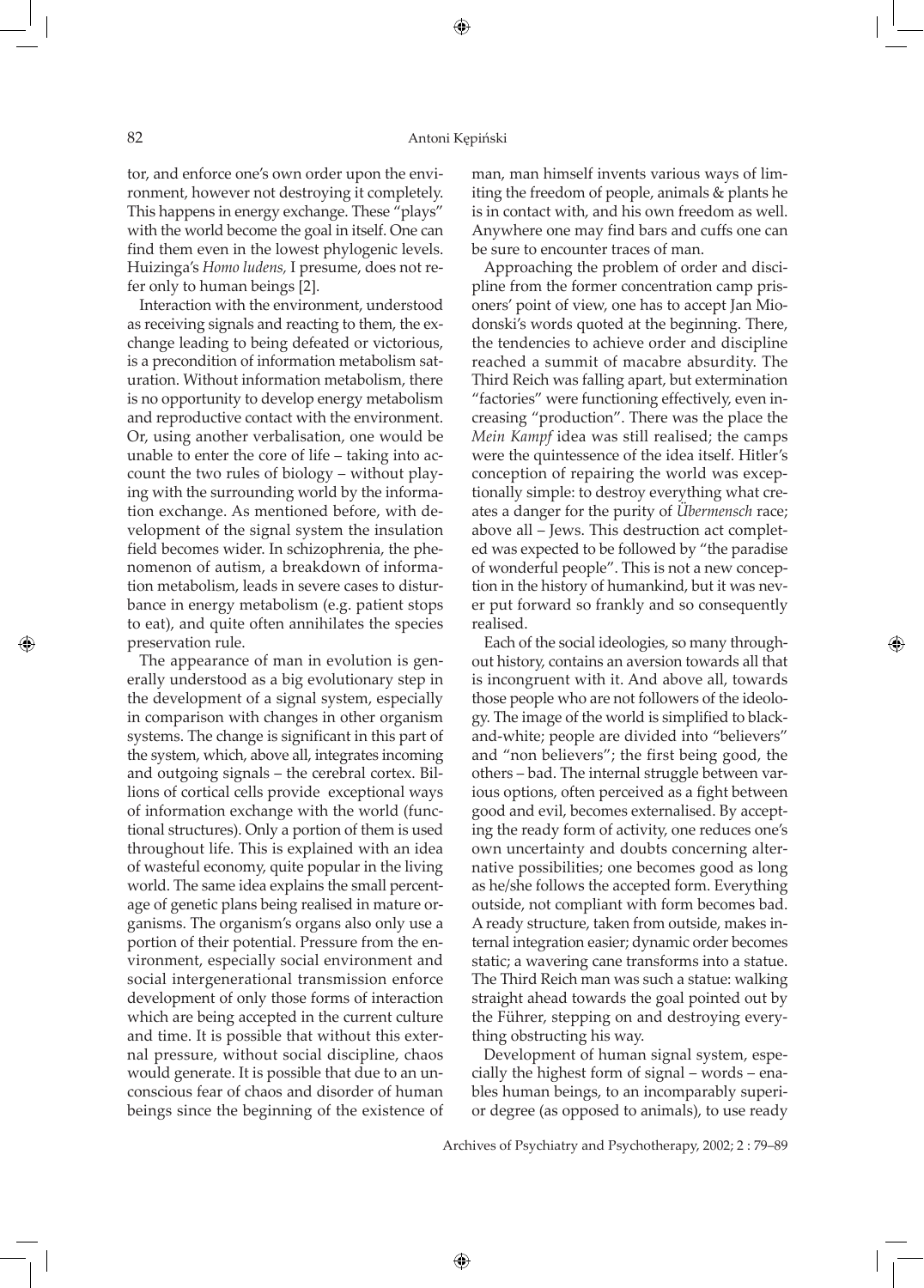tor, and enforce one's own order upon the environment, however not destroying it completely. This happens in energy exchange. These "plays" with the world become the goal in itself. One can find them even in the lowest phylogenic levels. Huizinga's *Homo ludens,* I presume, does not refer only to human beings [2].

Interaction with the environment, understood as receiving signals and reacting to them, the exchange leading to being defeated or victorious, is a precondition of information metabolism saturation. Without information metabolism, there is no opportunity to develop energy metabolism and reproductive contact with the environment. Or, using another verbalisation, one would be unable to enter the core of life – taking into account the two rules of biology – without playing with the surrounding world by the information exchange. As mentioned before, with development of the signal system the insulation field becomes wider. In schizophrenia, the phenomenon of autism, a breakdown of information metabolism, leads in severe cases to disturbance in energy metabolism (e.g. patient stops to eat), and quite often annihilates the species preservation rule.

The appearance of man in evolution is generally understood as a big evolutionary step in the development of a signal system, especially in comparison with changes in other organism systems. The change is significant in this part of the system, which, above all, integrates incoming and outgoing signals – the cerebral cortex. Billions of cortical cells provide exceptional ways of information exchange with the world (functional structures). Only a portion of them is used throughout life. This is explained with an idea of wasteful economy, quite popular in the living world. The same idea explains the small percentage of genetic plans being realised in mature organisms. The organism's organs also only use a portion of their potential. Pressure from the environment, especially social environment and social intergenerational transmission enforce development of only those forms of interaction which are being accepted in the current culture and time. It is possible that without this external pressure, without social discipline, chaos would generate. It is possible that due to an unconscious fear of chaos and disorder of human beings since the beginning of the existence of man, man himself invents various ways of limiting the freedom of people, animals & plants he is in contact with, and his own freedom as well. Anywhere one may find bars and cuffs one can be sure to encounter traces of man.

Approaching the problem of order and discipline from the former concentration camp prisoners' point of view, one has to accept Jan Miodonski's words quoted at the beginning. There, the tendencies to achieve order and discipline reached a summit of macabre absurdity. The Third Reich was falling apart, but extermination "factories" were functioning effectively, even increasing "production". There was the place the *Mein Kampf* idea was still realised; the camps were the quintessence of the idea itself. Hitler's conception of repairing the world was exceptionally simple: to destroy everything what creates a danger for the purity of *Übermensch* race; above all – Jews. This destruction act completed was expected to be followed by "the paradise of wonderful people". This is not a new conception in the history of humankind, but it was never put forward so frankly and so consequently realised.

Each of the social ideologies, so many throughout history, contains an aversion towards all that is incongruent with it. And above all, towards those people who are not followers of the ideology. The image of the world is simplified to black-and-white; people are divided into "believers" and "non believers"; the first being good, the others – bad. The internal struggle between various options, often perceived as a fight between good and evil, becomes externalised. By accepting the ready form of activity, one reduces one's own uncertainty and doubts concerning alternative possibilities; one becomes good as long as he/she follows the accepted form. Everything outside, not compliant with form becomes bad. A ready structure, taken from outside, makes internal integration easier; dynamic order becomes static; a wavering cane transforms into a statue. The Third Reich man was such a statue: walking straight ahead towards the goal pointed out by the Führer, stepping on and destroying everything obstructing his way.

Development of human signal system, especially the highest form of signal – words – enables human beings, to an incomparably superior degree (as opposed to animals), to use ready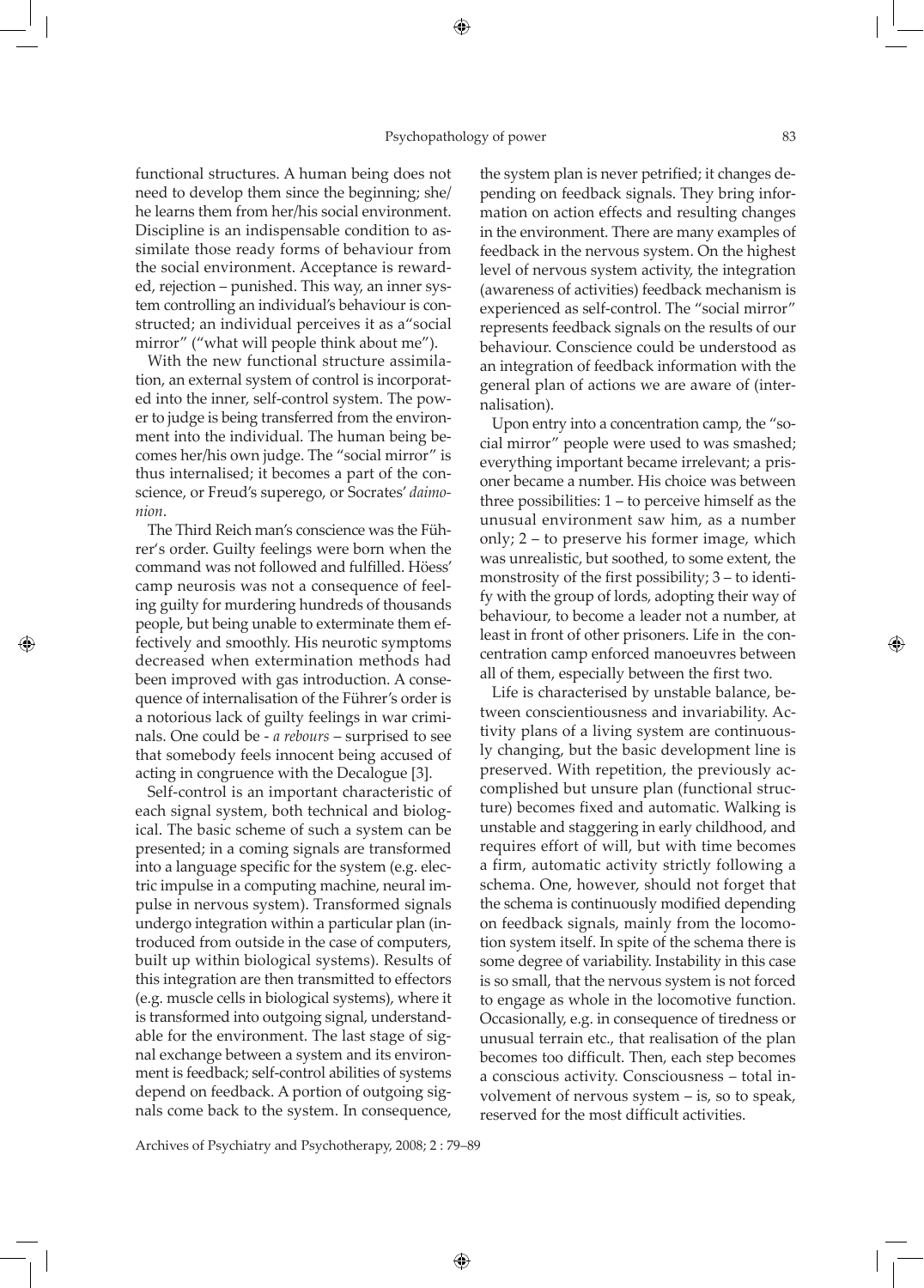functional structures. A human being does not need to develop them since the beginning; she/he learns them from her/his social environment. Discipline is an indispensable condition to assimilate those ready forms of behaviour from the social environment. Acceptance is rewarded, rejection – punished. This way, an inner system controlling an individual's behaviour is constructed; an individual perceives it as a"social mirror" ("what will people think about me").

With the new functional structure assimilation, an external system of control is incorporated into the inner, self-control system. The power to judge is being transferred from the environment into the individual. The human being becomes her/his own judge. The "social mirror" is thus internalised; it becomes a part of the conscience, or Freud's superego, or Socrates' *daimonion*.

The Third Reich man's conscience was the Führer's order. Guilty feelings were born when the command was not followed and fulfilled. Höess' camp neurosis was not a consequence of feeling guilty for murdering hundreds of thousands people, but being unable to exterminate them effectively and smoothly. His neurotic symptoms decreased when extermination methods had been improved with gas introduction. A consequence of internalisation of the Führer's order is a notorious lack of guilty feelings in war criminals. One could be - *a rebours* – surprised to see that somebody feels innocent being accused of acting in congruence with the Decalogue [3].

Self-control is an important characteristic of each signal system, both technical and biological. The basic scheme of such a system can be presented; in a coming signals are transformed into a language specific for the system (e.g. electric impulse in a computing machine, neural impulse in nervous system). Transformed signals undergo integration within a particular plan (introduced from outside in the case of computers, built up within biological systems). Results of this integration are then transmitted to effectors (e.g. muscle cells in biological systems), where it is transformed into outgoing signal, understandable for the environment. The last stage of signal exchange between a system and its environment is feedback; self-control abilities of systems depend on feedback. A portion of outgoing signals come back to the system. In consequence, the system plan is never petrified; it changes depending on feedback signals. They bring information on action effects and resulting changes in the environment. There are many examples of feedback in the nervous system. On the highest level of nervous system activity, the integration (awareness of activities) feedback mechanism is experienced as self-control. The "social mirror" represents feedback signals on the results of our behaviour. Conscience could be understood as an integration of feedback information with the general plan of actions we are aware of (internalisation).

Upon entry into a concentration camp, the "social mirror" people were used to was smashed; everything important became irrelevant; a prisoner became a number. His choice was between three possibilities: 1 – to perceive himself as the unusual environment saw him, as a number only; 2 – to preserve his former image, which was unrealistic, but soothed, to some extent, the monstrosity of the first possibility; 3 – to identify with the group of lords, adopting their way of behaviour, to become a leader not a number, at least in front of other prisoners. Life in the concentration camp enforced manoeuvres between all of them, especially between the first two.

Life is characterised by unstable balance, between conscientiousness and invariability. Activity plans of a living system are continuously changing, but the basic development line is preserved. With repetition, the previously accomplished but unsure plan (functional structure) becomes fixed and automatic. Walking is unstable and staggering in early childhood, and requires effort of will, but with time becomes a firm, automatic activity strictly following a schema. One, however, should not forget that the schema is continuously modified depending on feedback signals, mainly from the locomotion system itself. In spite of the schema there is some degree of variability. Instability in this case is so small, that the nervous system is not forced to engage as whole in the locomotive function. Occasionally, e.g. in consequence of tiredness or unusual terrain etc., that realisation of the plan becomes too difficult. Then, each step becomes a conscious activity. Consciousness – total involvement of nervous system – is, so to speak, reserved for the most difficult activities.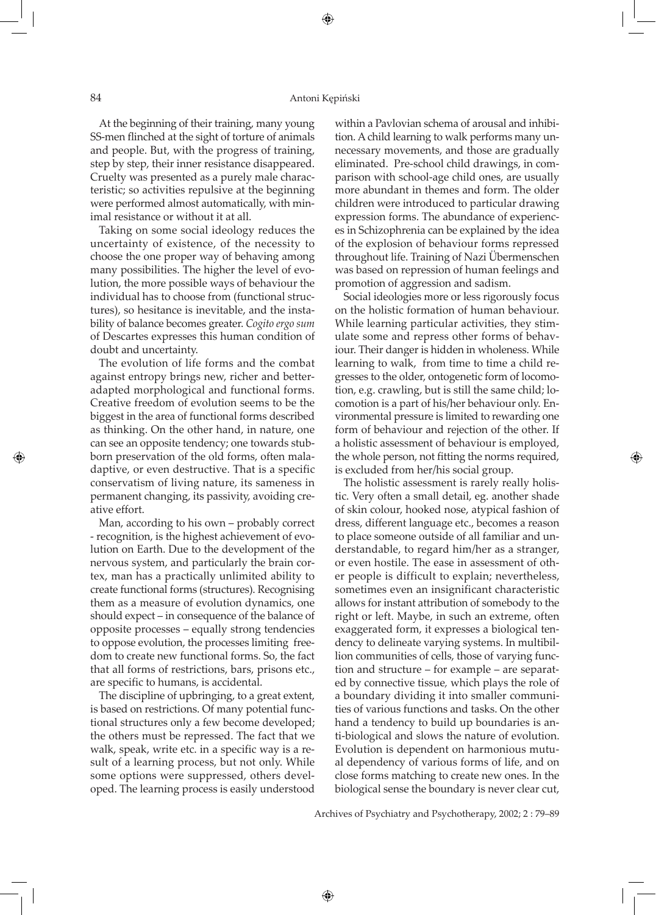At the beginning of their training, many young SS-men flinched at the sight of torture of animals and people. But, with the progress of training, step by step, their inner resistance disappeared. Cruelty was presented as a purely male characteristic; so activities repulsive at the beginning were performed almost automatically, with minimal resistance or without it at all.

Taking on some social ideology reduces the uncertainty of existence, of the necessity to choose the one proper way of behaving among many possibilities. The higher the level of evolution, the more possible ways of behaviour the individual has to choose from (functional structures), so hesitance is inevitable, and the instability of balance becomes greater. *Cogito ergo sum* of Descartes expresses this human condition of doubt and uncertainty.

The evolution of life forms and the combat against entropy brings new, richer and better-adapted morphological and functional forms. Creative freedom of evolution seems to be the biggest in the area of functional forms described as thinking. On the other hand, in nature, one can see an opposite tendency; one towards stubborn preservation of the old forms, often maladaptive, or even destructive. That is a specific conservatism of living nature, its sameness in permanent changing, its passivity, avoiding creative effort.

Man, according to his own – probably correct - recognition, is the highest achievement of evolution on Earth. Due to the development of the nervous system, and particularly the brain cortex, man has a practically unlimited ability to create functional forms (structures). Recognising them as a measure of evolution dynamics, one should expect – in consequence of the balance of opposite processes – equally strong tendencies to oppose evolution, the processes limiting freedom to create new functional forms. So, the fact that all forms of restrictions, bars, prisons etc., are specific to humans, is accidental.

The discipline of upbringing, to a great extent, is based on restrictions. Of many potential functional structures only a few become developed; the others must be repressed. The fact that we walk, speak, write etc. in a specific way is a result of a learning process, but not only. While some options were suppressed, others developed. The learning process is easily understood within a Pavlovian schema of arousal and inhibition. A child learning to walk performs many unnecessary movements, and those are gradually eliminated. Pre-school child drawings, in comparison with school-age child ones, are usually more abundant in themes and form. The older children were introduced to particular drawing expression forms. The abundance of experiences in Schizophrenia can be explained by the idea of the explosion of behaviour forms repressed throughout life. Training of Nazi Übermenschen was based on repression of human feelings and promotion of aggression and sadism.

Social ideologies more or less rigorously focus on the holistic formation of human behaviour. While learning particular activities, they stimulate some and repress other forms of behaviour. Their danger is hidden in wholeness. While learning to walk, from time to time a child regresses to the older, ontogenetic form of locomotion, e.g. crawling, but is still the same child; locomotion is a part of his/her behaviour only. Environmental pressure is limited to rewarding one form of behaviour and rejection of the other. If a holistic assessment of behaviour is employed, the whole person, not fitting the norms required, is excluded from her/his social group.

The holistic assessment is rarely really holistic. Very often a small detail, eg. another shade of skin colour, hooked nose, atypical fashion of dress, different language etc., becomes a reason to place someone outside of all familiar and understandable, to regard him/her as a stranger, or even hostile. The ease in assessment of other people is difficult to explain; nevertheless, sometimes even an insignificant characteristic allows for instant attribution of somebody to the right or left. Maybe, in such an extreme, often exaggerated form, it expresses a biological tendency to delineate varying systems. In multibillion communities of cells, those of varying function and structure – for example – are separated by connective tissue, which plays the role of a boundary dividing it into smaller communities of various functions and tasks. On the other hand a tendency to build up boundaries is anti-biological and slows the nature of evolution. Evolution is dependent on harmonious mutual dependency of various forms of life, and on close forms matching to create new ones. In the biological sense the boundary is never clear cut,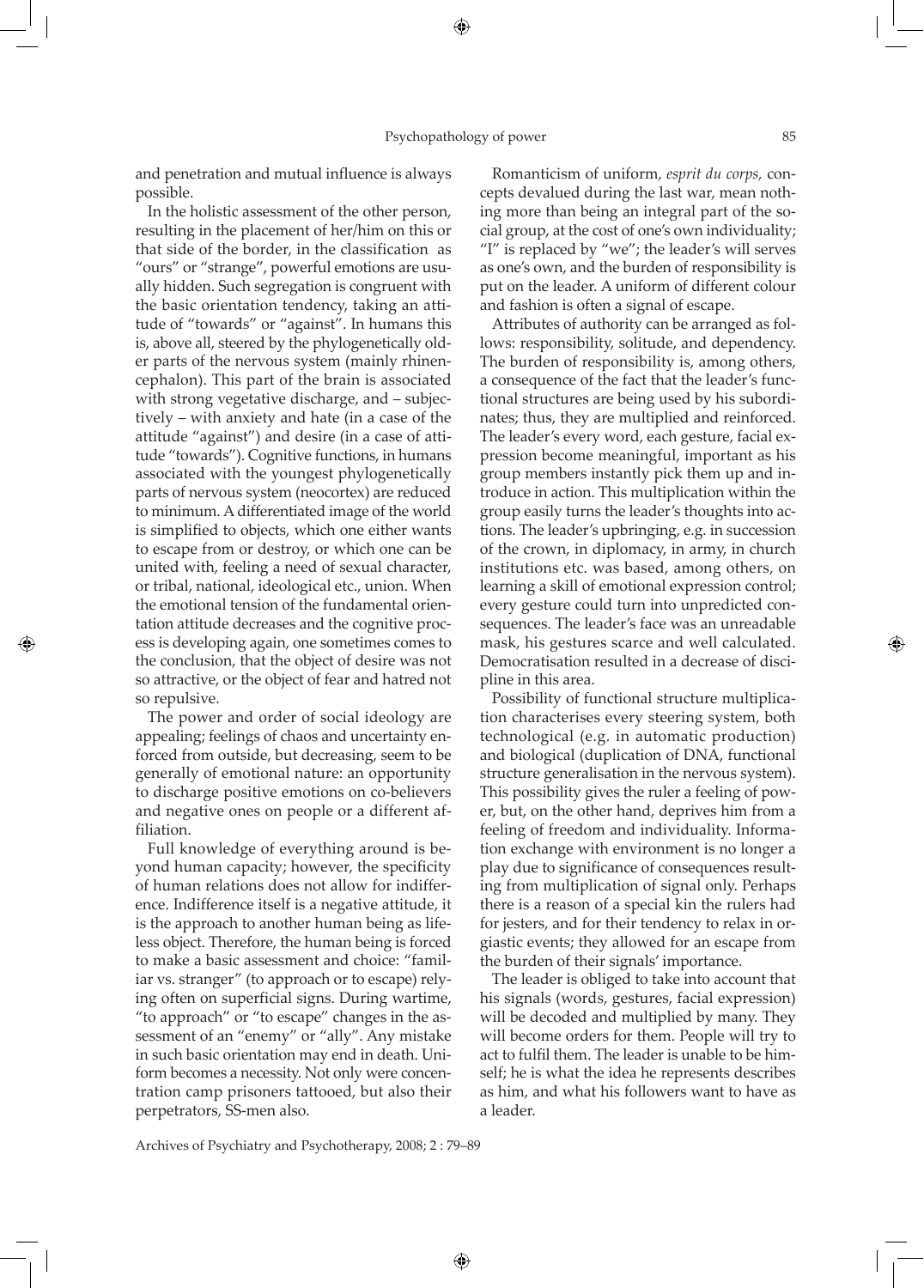and penetration and mutual influence is always possible.

In the holistic assessment of the other person, resulting in the placement of her/him on this or that side of the border, in the classification as "ours" or "strange", powerful emotions are usually hidden. Such segregation is congruent with the basic orientation tendency, taking an attitude of "towards" or "against". In humans this is, above all, steered by the phylogenetically older parts of the nervous system (mainly rhinencephalon). This part of the brain is associated with strong vegetative discharge, and – subjectively – with anxiety and hate (in a case of the attitude "against") and desire (in a case of attitude "towards"). Cognitive functions, in humans associated with the youngest phylogenetically parts of nervous system (neocortex) are reduced to minimum. A differentiated image of the world is simplified to objects, which one either wants to escape from or destroy, or which one can be united with, feeling a need of sexual character, or tribal, national, ideological etc., union. When the emotional tension of the fundamental orientation attitude decreases and the cognitive process is developing again, one sometimes comes to the conclusion, that the object of desire was not so attractive, or the object of fear and hatred not so repulsive.

The power and order of social ideology are appealing; feelings of chaos and uncertainty enforced from outside, but decreasing, seem to be generally of emotional nature: an opportunity to discharge positive emotions on co-believers and negative ones on people or a different affiliation.

Full knowledge of everything around is beyond human capacity; however, the specificity of human relations does not allow for indifference. Indifference itself is a negative attitude, it is the approach to another human being as lifeless object. Therefore, the human being is forced to make a basic assessment and choice: "familiar vs. stranger" (to approach or to escape) relying often on superficial signs. During wartime, "to approach" or "to escape" changes in the assessment of an "enemy" or "ally". Any mistake in such basic orientation may end in death. Uniform becomes a necessity. Not only were concentration camp prisoners tattooed, but also their perpetrators, SS-men also.

Romanticism of uniform, *esprit du corps,* concepts devalued during the last war, mean nothing more than being an integral part of the social group, at the cost of one's own individuality; "I" is replaced by "we"; the leader's will serves as one's own, and the burden of responsibility is put on the leader. A uniform of different colour and fashion is often a signal of escape.

Attributes of authority can be arranged as follows: responsibility, solitude, and dependency. The burden of responsibility is, among others, a consequence of the fact that the leader's functional structures are being used by his subordinates; thus, they are multiplied and reinforced. The leader's every word, each gesture, facial expression become meaningful, important as his group members instantly pick them up and introduce in action. This multiplication within the group easily turns the leader's thoughts into actions. The leader's upbringing, e.g. in succession of the crown, in diplomacy, in army, in church institutions etc. was based, among others, on learning a skill of emotional expression control; every gesture could turn into unpredicted consequences. The leader's face was an unreadable mask, his gestures scarce and well calculated. Democratisation resulted in a decrease of discipline in this area.

Possibility of functional structure multiplication characterises every steering system, both technological (e.g. in automatic production) and biological (duplication of DNA, functional structure generalisation in the nervous system). This possibility gives the ruler a feeling of power, but, on the other hand, deprives him from a feeling of freedom and individuality. Information exchange with environment is no longer a play due to significance of consequences resulting from multiplication of signal only. Perhaps there is a reason of a special kin the rulers had for jesters, and for their tendency to relax in orgiastic events; they allowed for an escape from the burden of their signals' importance.

The leader is obliged to take into account that his signals (words, gestures, facial expression) will be decoded and multiplied by many. They will become orders for them. People will try to act to fulfil them. The leader is unable to be himself; he is what the idea he represents describes as him, and what his followers want to have as a leader.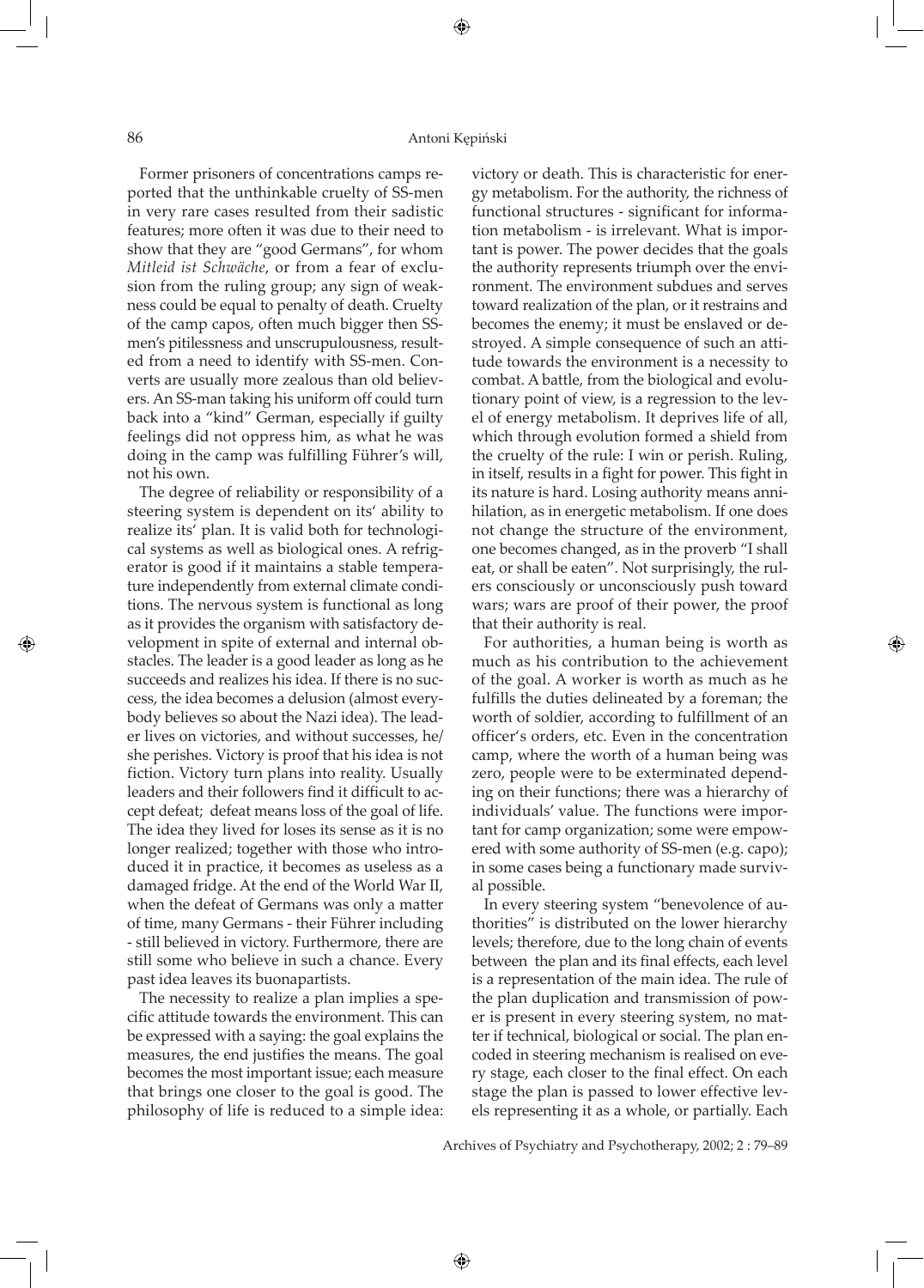Former prisoners of concentrations camps reported that the unthinkable cruelty of SS-men in very rare cases resulted from their sadistic features; more often it was due to their need to show that they are "good Germans", for whom *Mitleid ist Schwäche*, or from a fear of exclusion from the ruling group; any sign of weakness could be equal to penalty of death. Cruelty of the camp capos, often much bigger then SS-men's pitilessness and unscrupulousness, resulted from a need to identify with SS-men. Converts are usually more zealous than old believers. An SS-man taking his uniform off could turn back into a "kind" German, especially if guilty feelings did not oppress him, as what he was doing in the camp was fulfilling Führer's will, not his own.

The degree of reliability or responsibility of a steering system is dependent on its' ability to realize its' plan. It is valid both for technological systems as well as biological ones. A refrigerator is good if it maintains a stable temperature independently from external climate conditions. The nervous system is functional as long as it provides the organism with satisfactory development in spite of external and internal obstacles. The leader is a good leader as long as he succeeds and realizes his idea. If there is no success, the idea becomes a delusion (almost everybody believes so about the Nazi idea). The leader lives on victories, and without successes, he/she perishes. Victory is proof that his idea is not fiction. Victory turn plans into reality. Usually leaders and their followers find it difficult to accept defeat; defeat means loss of the goal of life. The idea they lived for loses its sense as it is no longer realized; together with those who introduced it in practice, it becomes as useless as a damaged fridge. At the end of the World War II, when the defeat of Germans was only a matter of time, many Germans - their Führer including - still believed in victory. Furthermore, there are still some who believe in such a chance. Every past idea leaves its buonapartists.

The necessity to realize a plan implies a specific attitude towards the environment. This can be expressed with a saying: the goal explains the measures, the end justifies the means. The goal becomes the most important issue; each measure that brings one closer to the goal is good. The philosophy of life is reduced to a simple idea: victory or death. This is characteristic for energy metabolism. For the authority, the richness of functional structures - significant for information metabolism - is irrelevant. What is important is power. The power decides that the goals the authority represents triumph over the environment. The environment subdues and serves toward realization of the plan, or it restrains and becomes the enemy; it must be enslaved or destroyed. A simple consequence of such an attitude towards the environment is a necessity to combat. A battle, from the biological and evolutionary point of view, is a regression to the level of energy metabolism. It deprives life of all, which through evolution formed a shield from the cruelty of the rule: I win or perish. Ruling, in itself, results in a fight for power. This fight in its nature is hard. Losing authority means annihilation, as in energetic metabolism. If one does not change the structure of the environment, one becomes changed, as in the proverb "I shall eat, or shall be eaten". Not surprisingly, the rulers consciously or unconsciously push toward wars; wars are proof of their power, the proof that their authority is real.

For authorities, a human being is worth as much as his contribution to the achievement of the goal. A worker is worth as much as he fulfills the duties delineated by a foreman; the worth of soldier, according to fulfillment of an officer's orders, etc. Even in the concentration camp, where the worth of a human being was zero, people were to be exterminated depending on their functions; there was a hierarchy of individuals' value. The functions were important for camp organization; some were empowered with some authority of SS-men (e.g. capo); in some cases being a functionary made survival possible.

In every steering system "benevolence of authorities" is distributed on the lower hierarchy levels; therefore, due to the long chain of events between the plan and its final effects, each level is a representation of the main idea. The rule of the plan duplication and transmission of power is present in every steering system, no matter if technical, biological or social. The plan encoded in steering mechanism is realised on every stage, each closer to the final effect. On each stage the plan is passed to lower effective levels representing it as a whole, or partially. Each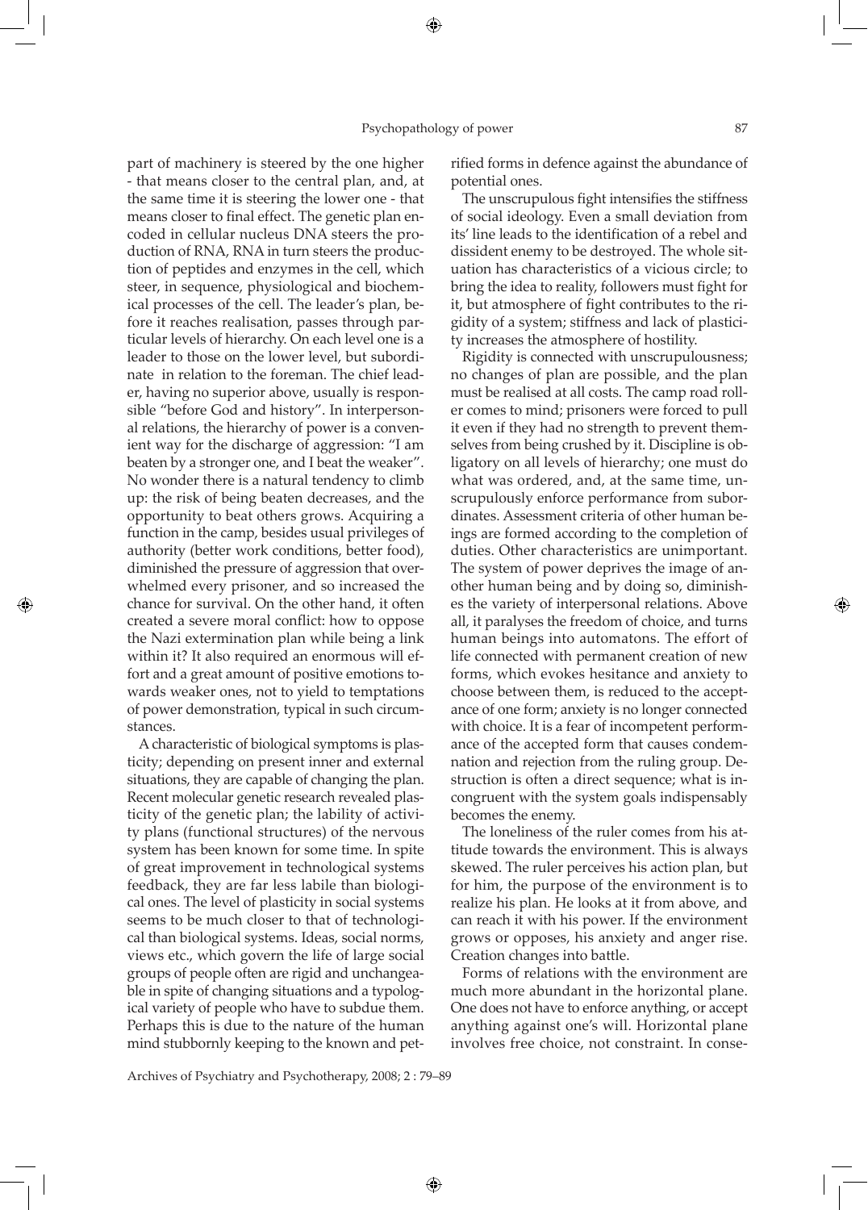part of machinery is steered by the one higher - that means closer to the central plan, and, at the same time it is steering the lower one - that means closer to final effect. The genetic plan encoded in cellular nucleus DNA steers the production of RNA, RNA in turn steers the production of peptides and enzymes in the cell, which steer, in sequence, physiological and biochemical processes of the cell. The leader's plan, before it reaches realisation, passes through particular levels of hierarchy. On each level one is a leader to those on the lower level, but subordinate in relation to the foreman. The chief leader, having no superior above, usually is responsible "before God and history". In interpersonal relations, the hierarchy of power is a convenient way for the discharge of aggression: "I am beaten by a stronger one, and I beat the weaker". No wonder there is a natural tendency to climb up: the risk of being beaten decreases, and the opportunity to beat others grows. Acquiring a function in the camp, besides usual privileges of authority (better work conditions, better food), diminished the pressure of aggression that overwhelmed every prisoner, and so increased the chance for survival. On the other hand, it often created a severe moral conflict: how to oppose the Nazi extermination plan while being a link within it? It also required an enormous will effort and a great amount of positive emotions towards weaker ones, not to yield to temptations of power demonstration, typical in such circumstances.

A characteristic of biological symptoms is plasticity; depending on present inner and external situations, they are capable of changing the plan. Recent molecular genetic research revealed plasticity of the genetic plan; the lability of activity plans (functional structures) of the nervous system has been known for some time. In spite of great improvement in technological systems feedback, they are far less labile than biological ones. The level of plasticity in social systems seems to be much closer to that of technological than biological systems. Ideas, social norms, views etc., which govern the life of large social groups of people often are rigid and unchangeable in spite of changing situations and a typological variety of people who have to subdue them. Perhaps this is due to the nature of the human mind stubbornly keeping to the known and petrified forms in defence against the abundance of potential ones.

The unscrupulous fight intensifies the stiffness of social ideology. Even a small deviation from its' line leads to the identification of a rebel and dissident enemy to be destroyed. The whole situation has characteristics of a vicious circle; to bring the idea to reality, followers must fight for it, but atmosphere of fight contributes to the rigidity of a system; stiffness and lack of plasticity increases the atmosphere of hostility.

Rigidity is connected with unscrupulousness; no changes of plan are possible, and the plan must be realised at all costs. The camp road roller comes to mind; prisoners were forced to pull it even if they had no strength to prevent themselves from being crushed by it. Discipline is obligatory on all levels of hierarchy; one must do what was ordered, and, at the same time, unscrupulously enforce performance from subordinates. Assessment criteria of other human beings are formed according to the completion of duties. Other characteristics are unimportant. The system of power deprives the image of another human being and by doing so, diminishes the variety of interpersonal relations. Above all, it paralyses the freedom of choice, and turns human beings into automatons. The effort of life connected with permanent creation of new forms, which evokes hesitance and anxiety to choose between them, is reduced to the acceptance of one form; anxiety is no longer connected with choice. It is a fear of incompetent performance of the accepted form that causes condemnation and rejection from the ruling group. Destruction is often a direct sequence; what is incongruent with the system goals indispensably becomes the enemy.

The loneliness of the ruler comes from his attitude towards the environment. This is always skewed. The ruler perceives his action plan, but for him, the purpose of the environment is to realize his plan. He looks at it from above, and can reach it with his power. If the environment grows or opposes, his anxiety and anger rise. Creation changes into battle.

Forms of relations with the environment are much more abundant in the horizontal plane. One does not have to enforce anything, or accept anything against one's will. Horizontal plane involves free choice, not constraint. In conse-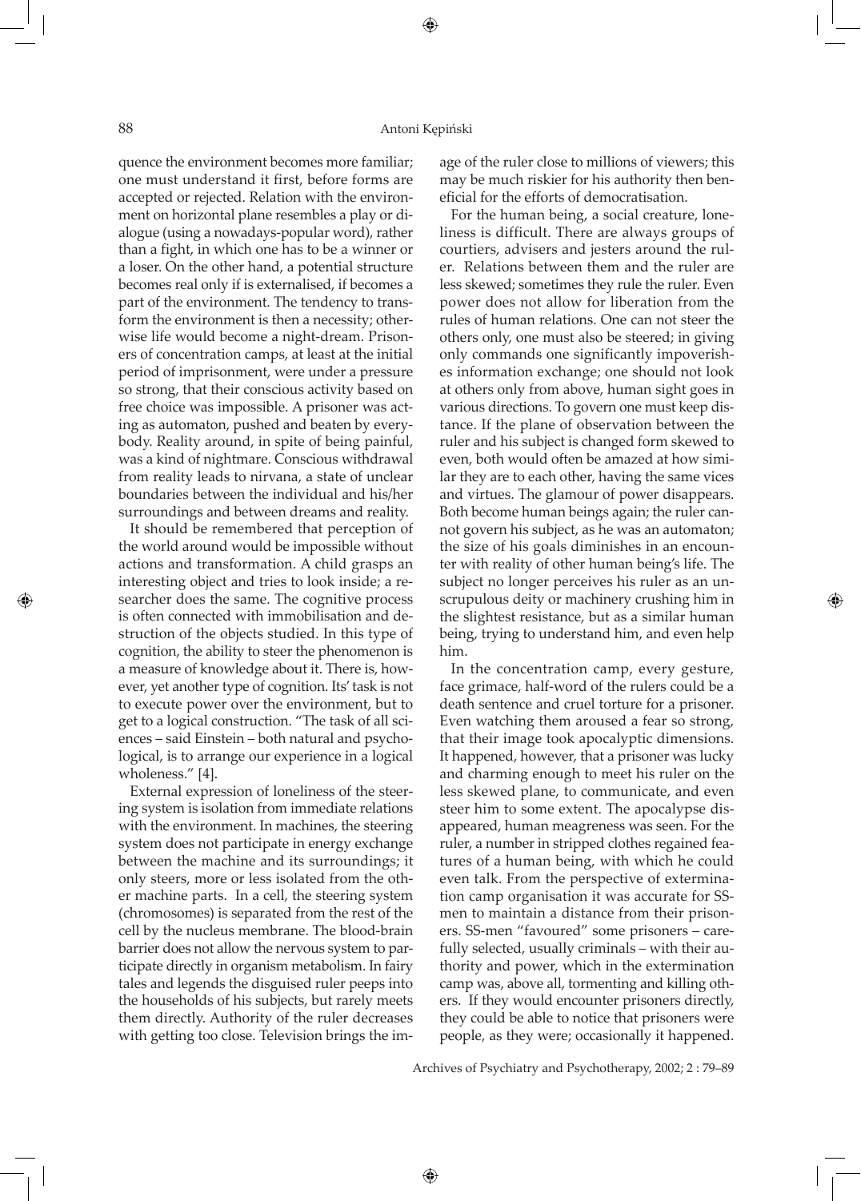quence the environment becomes more familiar; one must understand it first, before forms are accepted or rejected. Relation with the environment on horizontal plane resembles a play or dialogue (using a nowadays-popular word), rather than a fight, in which one has to be a winner or a loser. On the other hand, a potential structure becomes real only if is externalised, if becomes a part of the environment. The tendency to transform the environment is then a necessity; otherwise life would become a night-dream. Prisoners of concentration camps, at least at the initial period of imprisonment, were under a pressure so strong, that their conscious activity based on free choice was impossible. A prisoner was acting as automaton, pushed and beaten by everybody. Reality around, in spite of being painful, was a kind of nightmare. Conscious withdrawal from reality leads to nirvana, a state of unclear boundaries between the individual and his/her surroundings and between dreams and reality.

It should be remembered that perception of the world around would be impossible without actions and transformation. A child grasps an interesting object and tries to look inside; a researcher does the same. The cognitive process is often connected with immobilisation and destruction of the objects studied. In this type of cognition, the ability to steer the phenomenon is a measure of knowledge about it. There is, however, yet another type of cognition. Its' task is not to execute power over the environment, but to get to a logical construction. "The task of all sciences – said Einstein – both natural and psychological, is to arrange our experience in a logical wholeness." [4].

External expression of loneliness of the steering system is isolation from immediate relations with the environment. In machines, the steering system does not participate in energy exchange between the machine and its surroundings; it only steers, more or less isolated from the other machine parts. In a cell, the steering system (chromosomes) is separated from the rest of the cell by the nucleus membrane. The blood-brain barrier does not allow the nervous system to participate directly in organism metabolism. In fairy tales and legends the disguised ruler peeps into the households of his subjects, but rarely meets them directly. Authority of the ruler decreases with getting too close. Television brings the image of the ruler close to millions of viewers; this may be much riskier for his authority then beneficial for the efforts of democratisation.

For the human being, a social creature, loneliness is difficult. There are always groups of courtiers, advisers and jesters around the ruler. Relations between them and the ruler are less skewed; sometimes they rule the ruler. Even power does not allow for liberation from the rules of human relations. One can not steer the others only, one must also be steered; in giving only commands one significantly impoverishes information exchange; one should not look at others only from above, human sight goes in various directions. To govern one must keep distance. If the plane of observation between the ruler and his subject is changed form skewed to even, both would often be amazed at how similar they are to each other, having the same vices and virtues. The glamour of power disappears. Both become human beings again; the ruler cannot govern his subject, as he was an automaton; the size of his goals diminishes in an encounter with reality of other human being's life. The subject no longer perceives his ruler as an unscrupulous deity or machinery crushing him in the slightest resistance, but as a similar human being, trying to understand him, and even help him.

In the concentration camp, every gesture, face grimace, half-word of the rulers could be a death sentence and cruel torture for a prisoner. Even watching them aroused a fear so strong, that their image took apocalyptic dimensions. It happened, however, that a prisoner was lucky and charming enough to meet his ruler on the less skewed plane, to communicate, and even steer him to some extent. The apocalypse disappeared, human meagreness was seen. For the ruler, a number in stripped clothes regained features of a human being, with which he could even talk. From the perspective of extermination camp organisation it was accurate for SS-men to maintain a distance from their prisoners. SS-men "favoured" some prisoners – carefully selected, usually criminals – with their authority and power, which in the extermination camp was, above all, tormenting and killing others. If they would encounter prisoners directly, they could be able to notice that prisoners were people, as they were; occasionally it happened.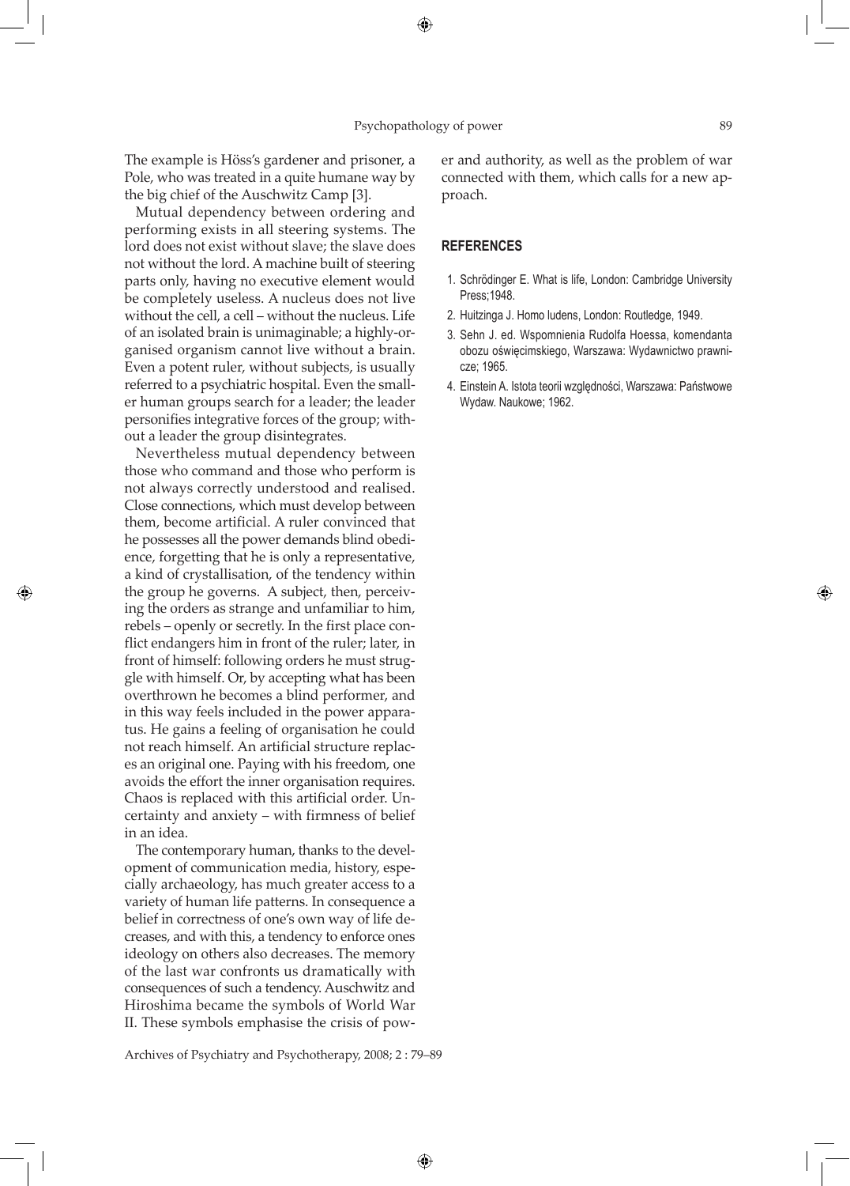The example is Höss's gardener and prisoner, a Pole, who was treated in a quite humane way by the big chief of the Auschwitz Camp [3].

Mutual dependency between ordering and performing exists in all steering systems. The lord does not exist without slave; the slave does not without the lord. A machine built of steering parts only, having no executive element would be completely useless. A nucleus does not live without the cell, a cell – without the nucleus. Life of an isolated brain is unimaginable; a highly-organised organism cannot live without a brain. Even a potent ruler, without subjects, is usually referred to a psychiatric hospital. Even the smaller human groups search for a leader; the leader personifies integrative forces of the group; without a leader the group disintegrates.

Nevertheless mutual dependency between those who command and those who perform is not always correctly understood and realised. Close connections, which must develop between them, become artificial. A ruler convinced that he possesses all the power demands blind obedience, forgetting that he is only a representative, a kind of crystallisation, of the tendency within the group he governs. A subject, then, perceiving the orders as strange and unfamiliar to him, rebels – openly or secretly. In the first place conflict endangers him in front of the ruler; later, in front of himself: following orders he must struggle with himself. Or, by accepting what has been overthrown he becomes a blind performer, and in this way feels included in the power apparatus. He gains a feeling of organisation he could not reach himself. An artificial structure replaces an original one. Paying with his freedom, one avoids the effort the inner organisation requires. Chaos is replaced with this artificial order. Uncertainty and anxiety – with firmness of belief in an idea.

The contemporary human, thanks to the development of communication media, history, especially archaeology, has much greater access to a variety of human life patterns. In consequence a belief in correctness of one's own way of life decreases, and with this, a tendency to enforce ones ideology on others also decreases. The memory of the last war confronts us dramatically with consequences of such a tendency. Auschwitz and Hiroshima became the symbols of World War II. These symbols emphasise the crisis of power and authority, as well as the problem of war connected with them, which calls for a new approach.

## REFERENCES

1. Schrödinger E. What is life, London: Cambridge University Press;1948.
2. Huitzinga J. Homo ludens, London: Routledge, 1949.
3. Sehn J. ed. Wspomnienia Rudolfa Hoessa, komendanta obozu oświęcimskiego, Warszawa: Wydawnictwo prawnicze; 1965.
4. Einstein A. Istota teorii względności, Warszawa: Państwowe Wydaw. Naukowe; 1962.